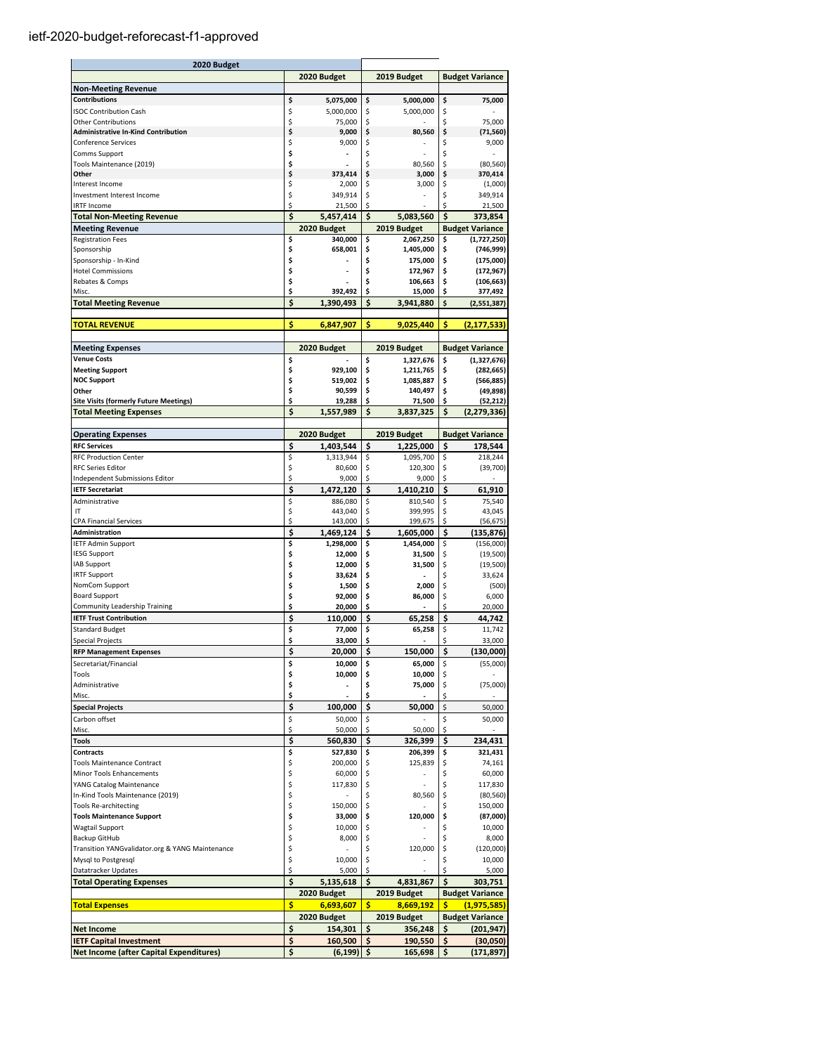ietf-2020-budget-reforecast-f1-approved

| 2020 Budget | | | |
|---|---|---|---|
| | 2020 Budget | 2019 Budget | Budget Variance |
| **Non-Meeting Revenue** | | | |
| **Contributions** | $ 5,075,000 | $ 5,000,000 | $ 75,000 |
| ISOC Contribution Cash | $ 5,000,000 | $ 5,000,000 | $ - |
| Other Contributions | $ 75,000 | $ - | $ 75,000 |
| **Administrative In-Kind Contribution** | $ 9,000 | $ 80,560 | $ (71,560) |
| Conference Services | $ 9,000 | $ - | $ 9,000 |
| Comms Support | $ - | $ - | $ - |
| Tools Maintenance (2019) | $ - | $ 80,560 | $ (80,560) |
| **Other** | $ 373,414 | $ 3,000 | $ 370,414 |
| Interest Income | $ 2,000 | $ 3,000 | $ (1,000) |
| Investment Interest Income | $ 349,914 | $ - | $ 349,914 |
| IRTF Income | $ 21,500 | $ - | $ 21,500 |
| **Total Non-Meeting Revenue** | $ 5,457,414 | $ 5,083,560 | $ 373,854 |
| **Meeting Revenue** | 2020 Budget | 2019 Budget | Budget Variance |
| Registration Fees | $ 340,000 | $ 2,067,250 | $ (1,727,250) |
| Sponsorship | $ 658,001 | $ 1,405,000 | $ (746,999) |
| Sponsorship - In-Kind | $ - | $ 175,000 | $ (175,000) |
| Hotel Commissions | $ - | $ 172,967 | $ (172,967) |
| Rebates & Comps | $ - | $ 106,663 | $ (106,663) |
| Misc. | $ 392,492 | $ 15,000 | $ 377,492 |
| **Total Meeting Revenue** | $ 1,390,493 | $ 3,941,880 | $ (2,551,387) |
| | | | |
| **TOTAL REVENUE** | $ 6,847,907 | $ 9,025,440 | $ (2,177,533) |
| | | | |
| **Meeting Expenses** | 2020 Budget | 2019 Budget | Budget Variance |
| **Venue Costs** | $ - | $ 1,327,676 | $ (1,327,676) |
| **Meeting Support** | $ 929,100 | $ 1,211,765 | $ (282,665) |
| **NOC Support** | $ 519,002 | $ 1,085,887 | $ (566,885) |
| **Other** | $ 90,599 | $ 140,497 | $ (49,898) |
| **Site Visits (formerly Future Meetings)** | $ 19,288 | $ 71,500 | $ (52,212) |
| **Total Meeting Expenses** | $ 1,557,989 | $ 3,837,325 | $ (2,279,336) |
| | | | |
| **Operating Expenses** | 2020 Budget | 2019 Budget | Budget Variance |
| **RFC Services** | $ 1,403,544 | $ 1,225,000 | $ 178,544 |
| RFC Production Center | $ 1,313,944 | $ 1,095,700 | $ 218,244 |
| RFC Series Editor | $ 80,600 | $ 120,300 | $ (39,700) |
| Independent Submissions Editor | $ 9,000 | $ 9,000 | $ - |
| **IETF Secretariat** | $ 1,472,120 | $ 1,410,210 | $ 61,910 |
| Administrative | $ 886,080 | $ 810,540 | $ 75,540 |
| IT | $ 443,040 | $ 399,995 | $ 43,045 |
| CPA Financial Services | $ 143,000 | $ 199,675 | $ (56,675) |
| **Administration** | $ 1,469,124 | $ 1,605,000 | $ (135,876) |
| IETF Admin Support | $ 1,298,000 | $ 1,454,000 | $ (156,000) |
| IESG Support | $ 12,000 | $ 31,500 | $ (19,500) |
| IAB Support | $ 12,000 | $ 31,500 | $ (19,500) |
| IRTF Support | $ 33,624 | $ - | $ 33,624 |
| NomCom Support | $ 1,500 | $ 2,000 | $ (500) |
| Board Support | $ 92,000 | $ 86,000 | $ 6,000 |
| Community Leadership Training | $ 20,000 | $ - | $ 20,000 |
| **IETF Trust Contribution** | $ 110,000 | $ 65,258 | $ 44,742 |
| Standard Budget | $ 77,000 | $ 65,258 | $ 11,742 |
| Special Projects | $ 33,000 | $ - | $ 33,000 |
| **RFP Management Expenses** | $ 20,000 | $ 150,000 | $ (130,000) |
| Secretariat/Financial | $ 10,000 | $ 65,000 | $ (55,000) |
| Tools | $ 10,000 | $ 10,000 | $ - |
| Administrative | $ - | $ 75,000 | $ (75,000) |
| Misc. | $ - | $ - | $ - |
| **Special Projects** | $ 100,000 | $ 50,000 | $ 50,000 |
| Carbon offset | $ 50,000 | $ - | $ 50,000 |
| Misc. | $ 50,000 | $ 50,000 | $ - |
| **Tools** | $ 560,830 | $ 326,399 | $ 234,431 |
| **Contracts** | $ 527,830 | $ 206,399 | $ 321,431 |
| Tools Maintenance Contract | $ 200,000 | $ 125,839 | $ 74,161 |
| Minor Tools Enhancements | $ 60,000 | $ - | $ 60,000 |
| YANG Catalog Maintenance | $ 117,830 | $ - | $ 117,830 |
| In-Kind Tools Maintenance (2019) | $ - | $ 80,560 | $ (80,560) |
| Tools Re-architecting | $ 150,000 | $ - | $ 150,000 |
| **Tools Maintenance Support** | $ 33,000 | $ 120,000 | $ (87,000) |
| Wagtail Support | $ 10,000 | $ - | $ 10,000 |
| Backup GitHub | $ 8,000 | $ - | $ 8,000 |
| Transition YANGvalidator.org & YANG Maintenance | $ - | $ 120,000 | $ (120,000) |
| Mysql to Postgresql | $ 10,000 | $ - | $ 10,000 |
| Datatracker Updates | $ 5,000 | $ - | $ 5,000 |
| **Total Operating Expenses** | $ 5,135,618 | $ 4,831,867 | $ 303,751 |
| | 2020 Budget | 2019 Budget | Budget Variance |
| **Total Expenses** | $ 6,693,607 | $ 8,669,192 | $ (1,975,585) |
| | 2020 Budget | 2019 Budget | Budget Variance |
| **Net Income** | $ 154,301 | $ 356,248 | $ (201,947) |
| **IETF Capital Investment** | $ 160,500 | $ 190,550 | $ (30,050) |
| **Net Income (after Capital Expenditures)** | $ (6,199) | $ 165,698 | $ (171,897) |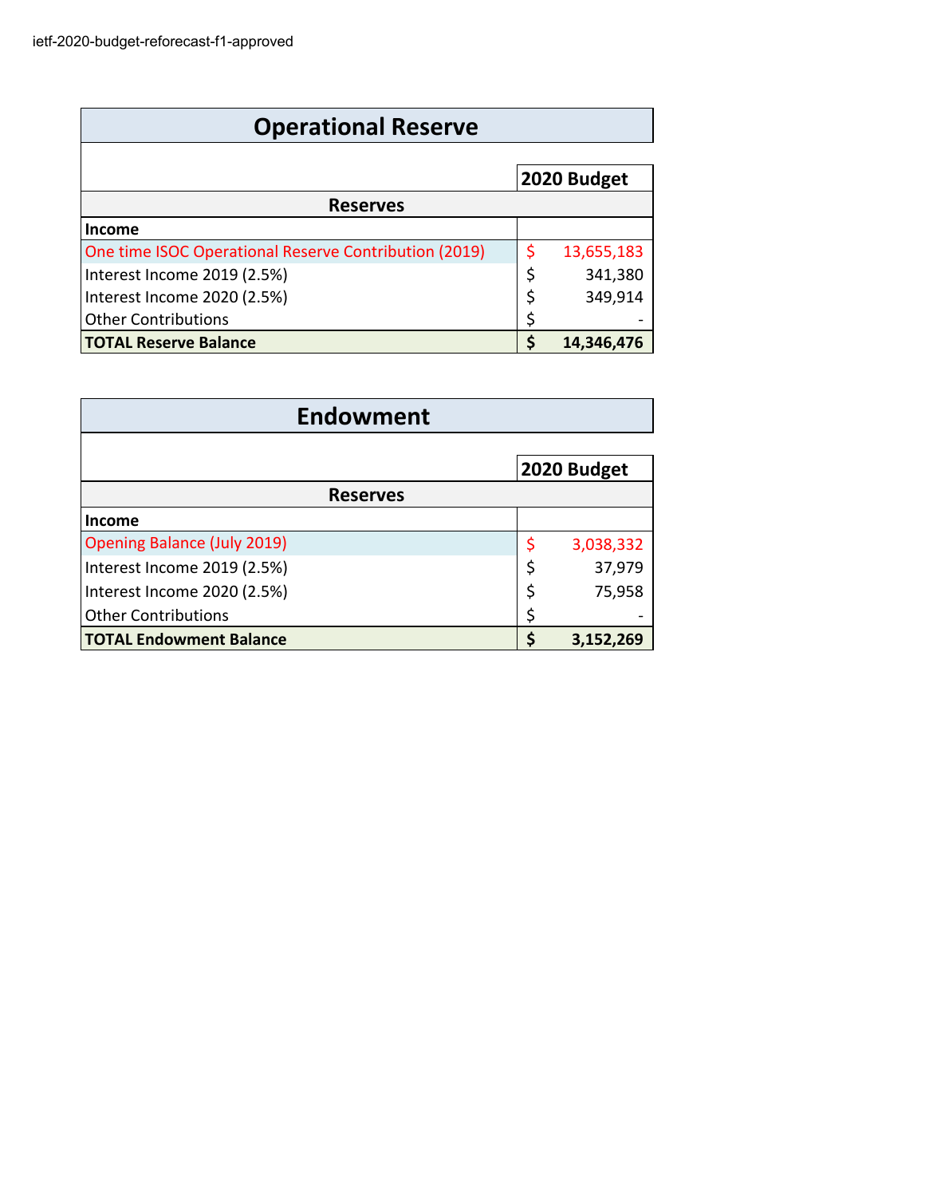## Operational Reserve

| | 2020 Budget |
|---|---|
| **Reserves** | |
| **Income** | |
| One time ISOC Operational Reserve Contribution (2019) | $ 13,655,183 |
| Interest Income 2019 (2.5%) | $ 341,380 |
| Interest Income 2020 (2.5%) | $ 349,914 |
| Other Contributions | $ - |
| **TOTAL Reserve Balance** | **$ 14,346,476** |

## Endowment

| | 2020 Budget |
|---|---|
| **Reserves** | |
| **Income** | |
| Opening Balance (July 2019) | $ 3,038,332 |
| Interest Income 2019 (2.5%) | $ 37,979 |
| Interest Income 2020 (2.5%) | $ 75,958 |
| Other Contributions | $ - |
| **TOTAL Endowment Balance** | **$ 3,152,269** |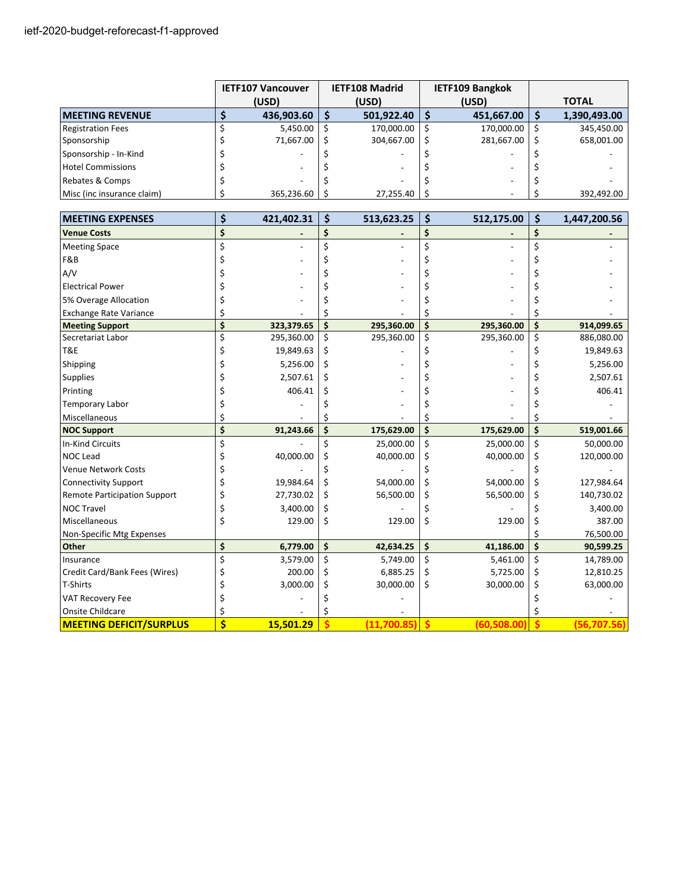ietf-2020-budget-reforecast-f1-approved

| | IETF107 Vancouver (USD) | IETF108 Madrid (USD) | IETF109 Bangkok (USD) | TOTAL |
|---|---|---|---|---|
| **MEETING REVENUE** | **$ 436,903.60** | **$ 501,922.40** | **$ 451,667.00** | **$ 1,390,493.00** |
| Registration Fees | $ 5,450.00 | $ 170,000.00 | $ 170,000.00 | $ 345,450.00 |
| Sponsorship | $ 71,667.00 | $ 304,667.00 | $ 281,667.00 | $ 658,001.00 |
| Sponsorship - In-Kind | $ - | $ - | $ - | $ - |
| Hotel Commissions | $ - | $ - | $ - | $ - |
| Rebates & Comps | $ - | $ - | $ - | $ - |
| Misc (inc insurance claim) | $ 365,236.60 | $ 27,255.40 | $ - | $ 392,492.00 |
| | | | | |
| **MEETING EXPENSES** | **$ 421,402.31** | **$ 513,623.25** | **$ 512,175.00** | **$ 1,447,200.56** |
| **Venue Costs** | **$ -** | **$ -** | **$ -** | **$ -** |
| Meeting Space | $ - | $ - | $ - | $ - |
| F&B | $ - | $ - | $ - | $ - |
| A/V | $ - | $ - | $ - | $ - |
| Electrical Power | $ - | $ - | $ - | $ - |
| 5% Overage Allocation | $ - | $ - | $ - | $ - |
| Exchange Rate Variance | $ - | $ - | $ - | $ - |
| **Meeting Support** | **$ 323,379.65** | **$ 295,360.00** | **$ 295,360.00** | **$ 914,099.65** |
| Secretariat Labor | $ 295,360.00 | $ 295,360.00 | $ 295,360.00 | $ 886,080.00 |
| T&E | $ 19,849.63 | $ - | $ - | $ 19,849.63 |
| Shipping | $ 5,256.00 | $ - | $ - | $ 5,256.00 |
| Supplies | $ 2,507.61 | $ - | $ - | $ 2,507.61 |
| Printing | $ 406.41 | $ - | $ - | $ 406.41 |
| Temporary Labor | $ - | $ - | $ - | $ - |
| Miscellaneous | $ - | $ - | $ - | $ - |
| **NOC Support** | **$ 91,243.66** | **$ 175,629.00** | **$ 175,629.00** | **$ 519,001.66** |
| In-Kind Circuits | $ - | $ 25,000.00 | $ 25,000.00 | $ 50,000.00 |
| NOC Lead | $ 40,000.00 | $ 40,000.00 | $ 40,000.00 | $ 120,000.00 |
| Venue Network Costs | $ - | $ - | $ - | $ - |
| Connectivity Support | $ 19,984.64 | $ 54,000.00 | $ 54,000.00 | $ 127,984.64 |
| Remote Participation Support | $ 27,730.02 | $ 56,500.00 | $ 56,500.00 | $ 140,730.02 |
| NOC Travel | $ 3,400.00 | $ - | $ - | $ 3,400.00 |
| Miscellaneous | $ 129.00 | $ 129.00 | $ 129.00 | $ 387.00 |
| Non-Specific Mtg Expenses | | | | $ 76,500.00 |
| **Other** | **$ 6,779.00** | **$ 42,634.25** | **$ 41,186.00** | **$ 90,599.25** |
| Insurance | $ 3,579.00 | $ 5,749.00 | $ 5,461.00 | $ 14,789.00 |
| Credit Card/Bank Fees (Wires) | $ 200.00 | $ 6,885.25 | $ 5,725.00 | $ 12,810.25 |
| T-Shirts | $ 3,000.00 | $ 30,000.00 | $ 30,000.00 | $ 63,000.00 |
| VAT Recovery Fee | $ - | $ - | | $ - |
| Onsite Childcare | $ - | $ - | | $ - |
| **MEETING DEFICIT/SURPLUS** | **$ 15,501.29** | **$ (11,700.85)** | **$ (60,508.00)** | **$ (56,707.56)** |